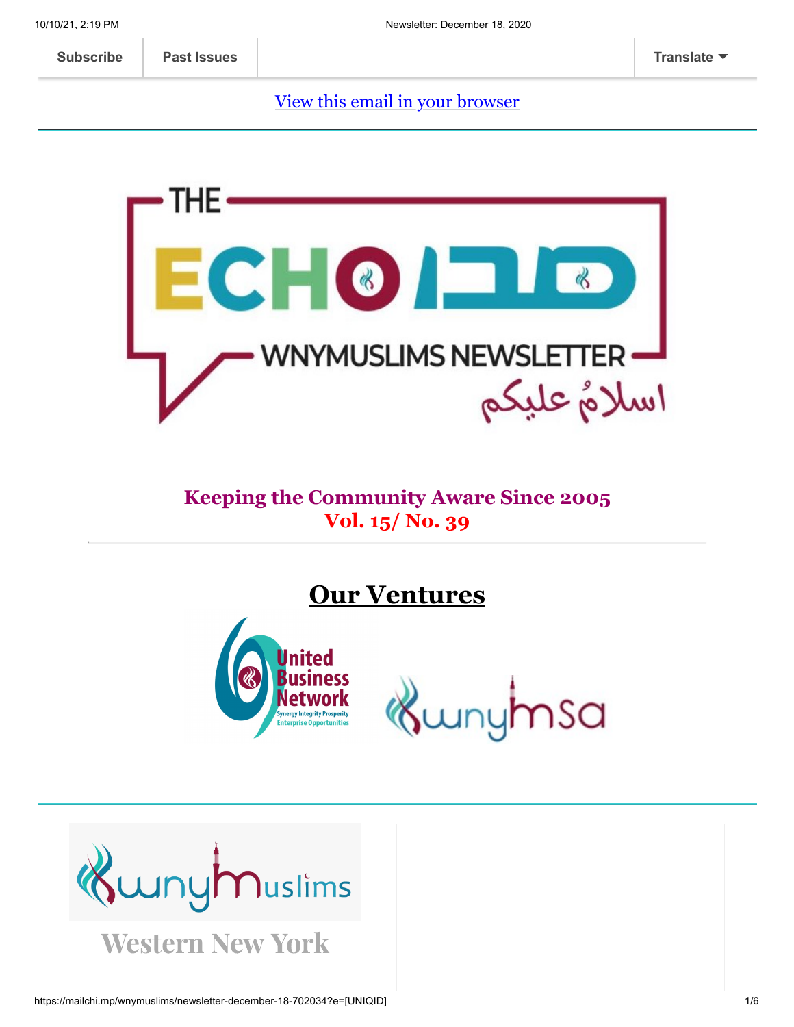Subscribe | Past Issues | Translate

View this email in your browser

THE ECHO صدا

WNYMUSLIMS NEWSLETTER

اسلامٌ عليكم

**Keeping the Community Aware Since 2005**
**Vol. 15/ No. 39**

---

## Our Ventures

United Business Network
Synergy Integrity Prosperity
Enterprise Opportunities

wnymsa

wnymuslims

Western New York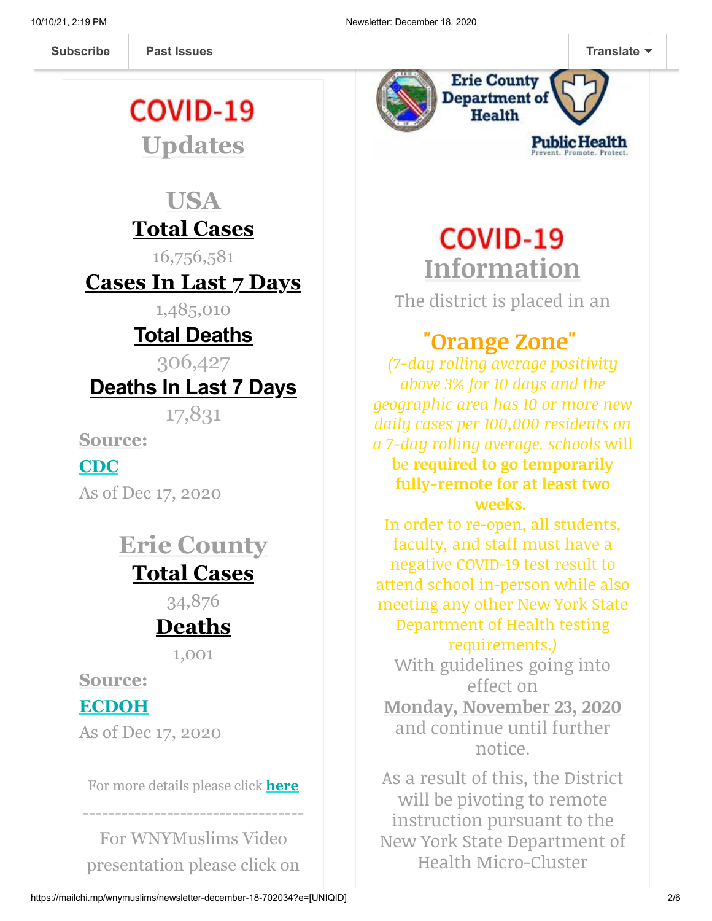Subscribe | Past Issues | Translate

# COVID-19 Updates

## USA

**Total Cases**

16,756,581

**Cases In Last 7 Days**

1,485,010

**Total Deaths**

306,427

**Deaths In Last 7 Days**

17,831

**Source:**

**CDC**

As of Dec 17, 2020

## Erie County

**Total Cases**

34,876

**Deaths**

1,001

**Source:**

**ECDOH**

As of Dec 17, 2020

For more details please click **here**

----------------------------------

For WNYMuslims Video presentation please click on

Erie County Department of Health

Public Health Prevent. Promote. Protect.

# COVID-19 Information

The district is placed in an

## "Orange Zone"

*(7-day rolling average positivity above 3% for 10 days and the geographic area has 10 or more new daily cases per 100,000 residents on a 7-day rolling average. schools* will be **required to go temporarily fully-remote for at least two weeks.**

In order to re-open, all students, faculty, and staff must have a negative COVID-19 test result to attend school in-person while also meeting any other New York State Department of Health testing requirements.)

With guidelines going into effect on

**Monday, November 23, 2020**

and continue until further notice.

As a result of this, the District will be pivoting to remote instruction pursuant to the New York State Department of Health Micro-Cluster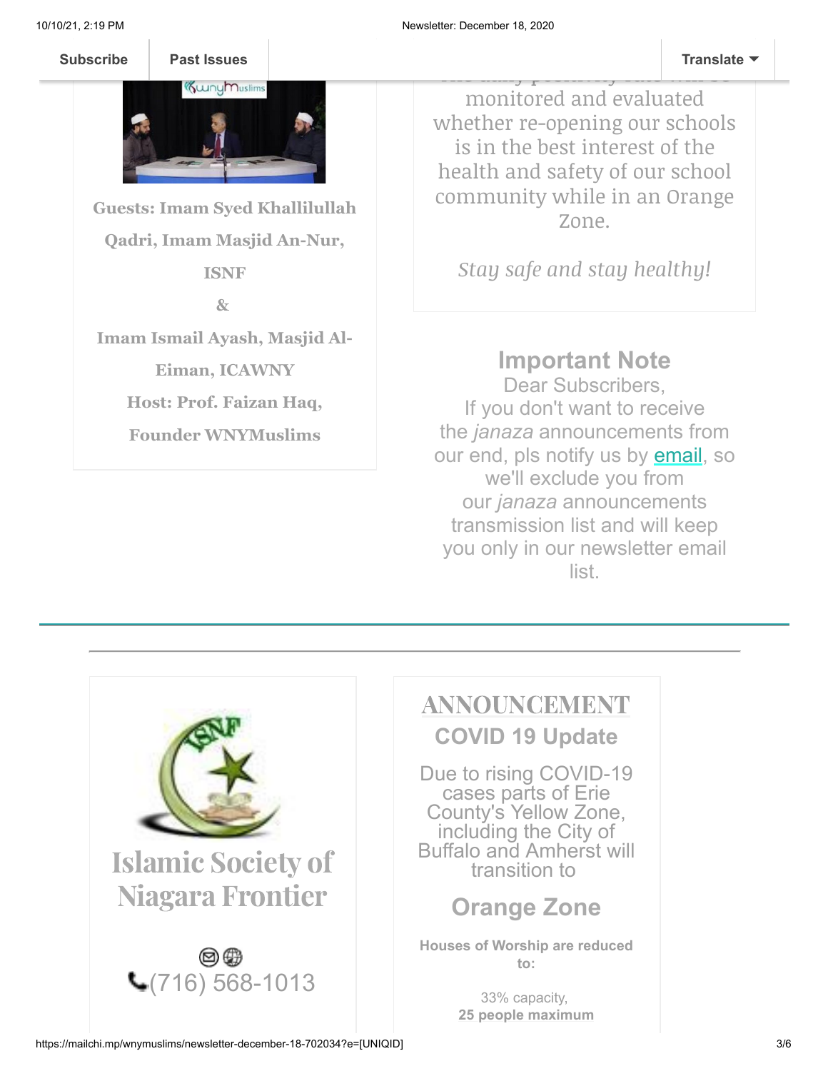Guests: Imam Syed Khallilullah Qadri, Imam Masjid An-Nur, ISNF

&

Imam Ismail Ayash, Masjid Al-Eiman, ICAWNY

Host: Prof. Faizan Haq, Founder WNYMuslims

monitored and evaluated whether re-opening our schools is in the best interest of the health and safety of our school community while in an Orange Zone.

*Stay safe and stay healthy!*

## Important Note

Dear Subscribers,
If you don't want to receive the *janaza* announcements from our end, pls notify us by email, so we'll exclude you from our *janaza* announcements transmission list and will keep you only in our newsletter email list.

---

# Islamic Society of Niagara Frontier

(716) 568-1013

## ANNOUNCEMENT

## COVID 19 Update

Due to rising COVID-19 cases parts of Erie County's Yellow Zone, including the City of Buffalo and Amherst will transition to

## Orange Zone

**Houses of Worship are reduced to:**

33% capacity,
**25 people maximum**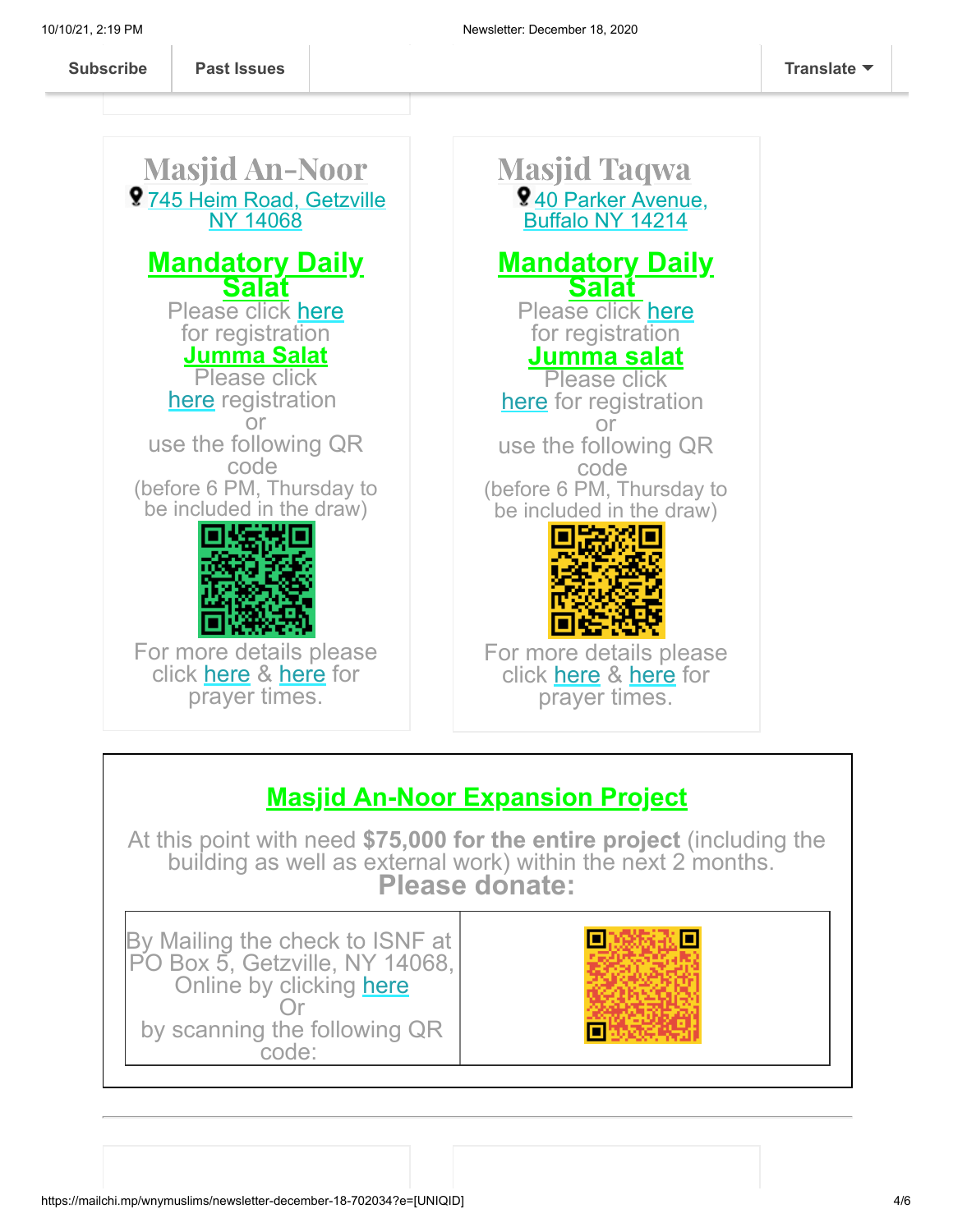Subscribe | Past Issues | Translate

## Masjid An-Noor

745 Heim Road, Getzville NY 14068

### Mandatory Daily Salat

Please click here for registration

### Jumma Salat

Please click here registration or use the following QR code (before 6 PM, Thursday to be included in the draw)

For more details please click here & here for prayer times.

## Masjid Taqwa

40 Parker Avenue, Buffalo NY 14214

### Mandatory Daily Salat

Please click here for registration

### Jumma salat

Please click here for registration or use the following QR code (before 6 PM, Thursday to be included in the draw)

For more details please click here & here for prayer times.

## Masjid An-Noor Expansion Project

At this point with need **$75,000 for the entire project** (including the building as well as external work) within the next 2 months.

**Please donate:**

By Mailing the check to ISNF at PO Box 5, Getzville, NY 14068, Online by clicking here Or by scanning the following QR code: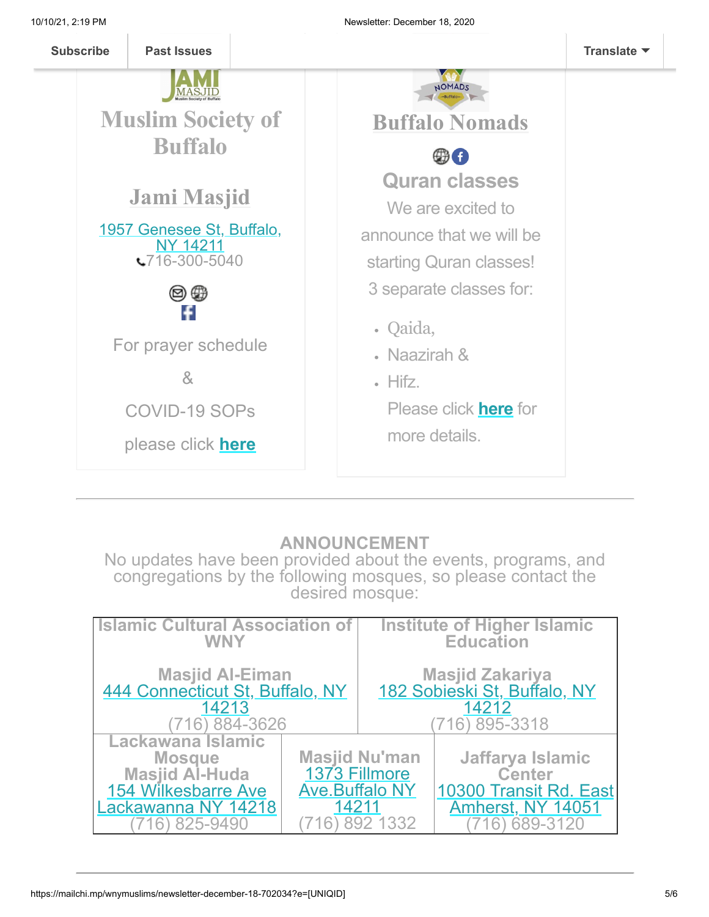Subscribe | Past Issues | Translate

## Muslim Society of Buffalo

## Jami Masjid

1957 Genesee St, Buffalo, NY 14211
716-300-5040

For prayer schedule

&

COVID-19 SOPs

please click **here**

## Buffalo Nomads

### Quran classes

We are excited to announce that we will be starting Quran classes!

3 separate classes for:

- Qaida,
- Naazirah &
- Hifz.

Please click **here** for more details.

---

**ANNOUNCEMENT**

No updates have been provided about the events, programs, and congregations by the following mosques, so please contact the desired mosque:

| Islamic Cultural Association of WNY<br><br>Masjid Al-Eiman<br>444 Connecticut St, Buffalo, NY 14213<br>(716) 884-3626 | Institute of Higher Islamic Education<br><br>Masjid Zakariya<br>182 Sobieski St, Buffalo, NY 14212<br>(716) 895-3318 | |
|---|---|---|
| Lackawana Islamic Mosque<br>Masjid Al-Huda<br>154 Wilkesbarre Ave Lackawanna NY 14218<br>(716) 825-9490 | Masjid Nu'man<br>1373 Fillmore Ave.Buffalo NY 14211<br>(716) 892 1332 | Jaffarya Islamic Center<br>10300 Transit Rd. East Amherst, NY 14051<br>(716) 689-3120 |

---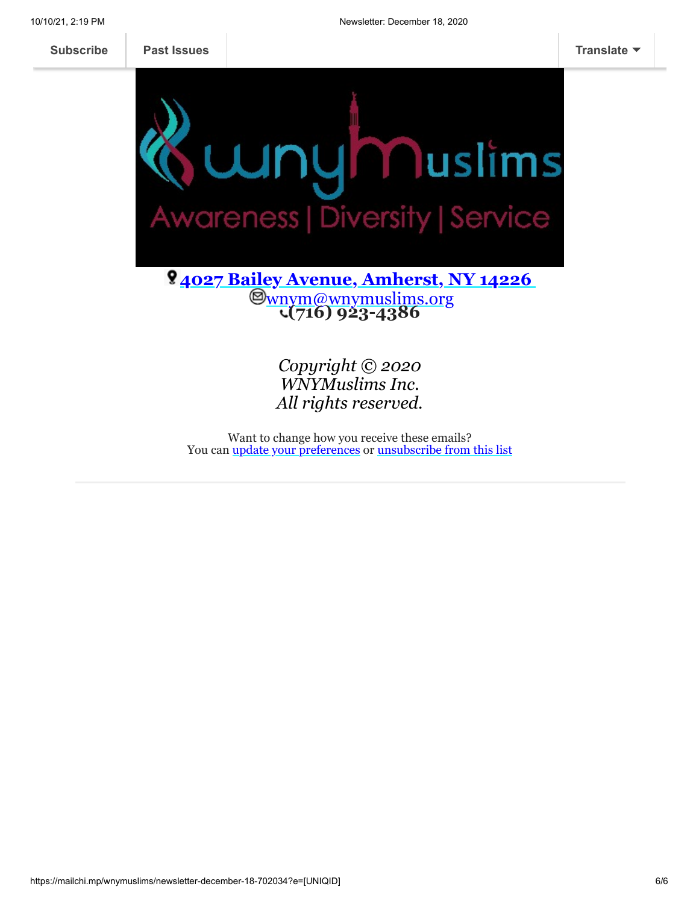Subscribe | Past Issues | Translate

**[4027 Bailey Avenue, Amherst, NY 14226](#)**
[wnym@wnymuslims.org](mailto:wnym@wnymuslims.org)
**(716) 923-4386**

*Copyright © 2020*
*WNYMuslims Inc.*
*All rights reserved.*

Want to change how you receive these emails?
You can [update your preferences](#) or [unsubscribe from this list](#)